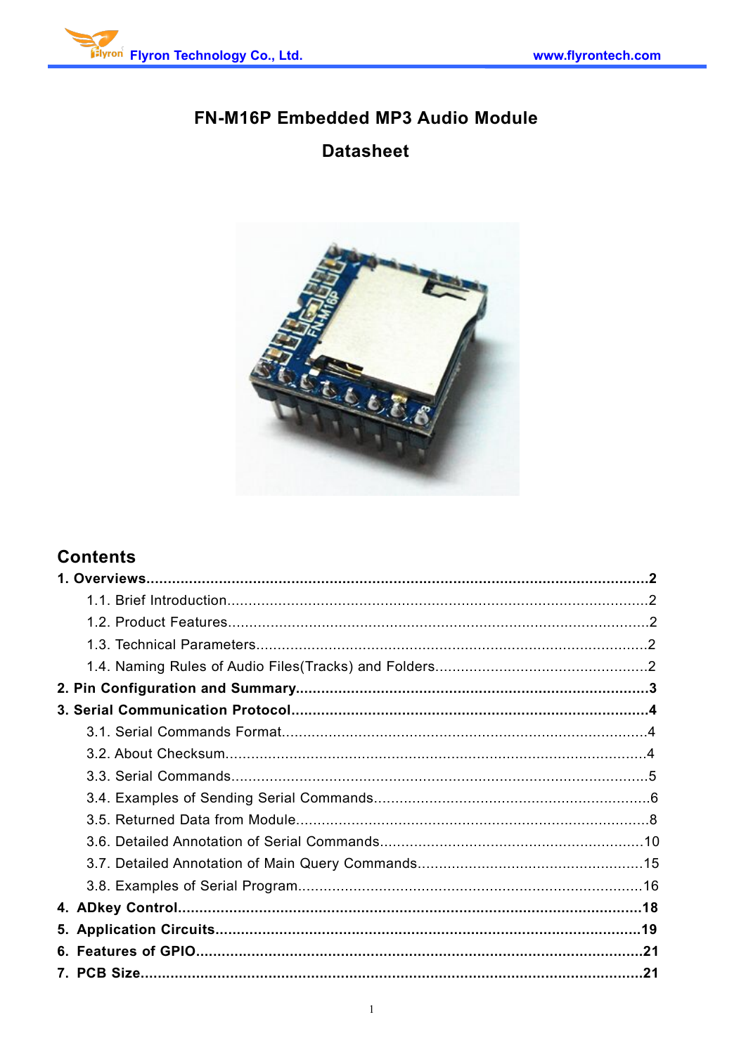# FN-M16P Embedded MP3 Audio Module

## Datasheet

## Contents

**1. Overviews.....2**

- 1.1. Brief Introduction.....2
- 1.2. Product Features.....2
- 1.3. Technical Parameters.....2
- 1.4. Naming Rules of Audio Files(Tracks) and Folders.....2

**2. Pin Configuration and Summary.....3**

**3. Serial Communication Protocol.....4**

- 3.1. Serial Commands Format.....4
- 3.2. About Checksum.....4
- 3.3. Serial Commands.....5
- 3.4. Examples of Sending Serial Commands.....6
- 3.5. Returned Data from Module.....8
- 3.6. Detailed Annotation of Serial Commands.....10
- 3.7. Detailed Annotation of Main Query Commands.....15
- 3.8. Examples of Serial Program.....16

**4. ADkey Control.....18**

**5. Application Circuits.....19**

**6. Features of GPIO.....21**

**7. PCB Size.....21**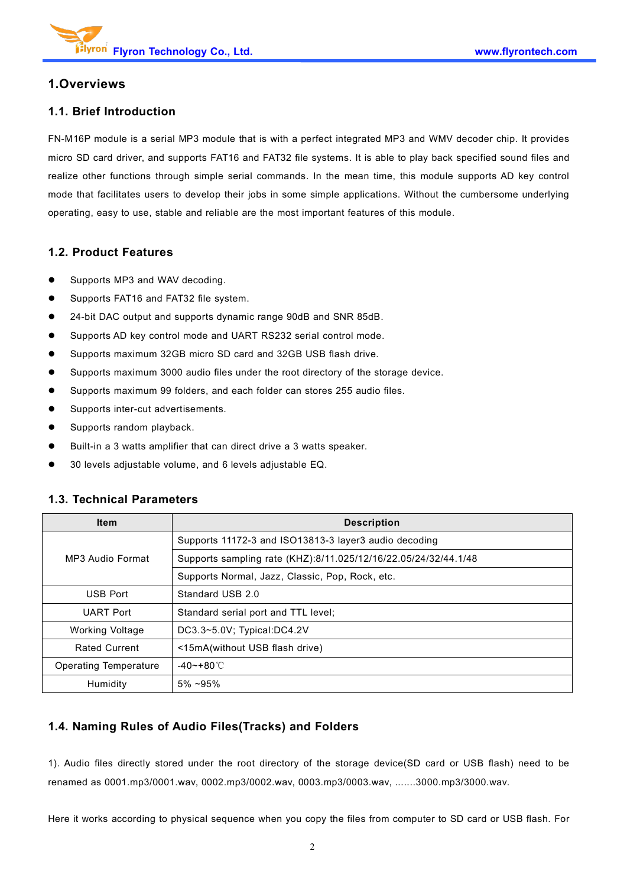# 1.Overviews

## 1.1. Brief Introduction

FN-M16P module is a serial MP3 module that is with a perfect integrated MP3 and WMV decoder chip. It provides micro SD card driver, and supports FAT16 and FAT32 file systems. It is able to play back specified sound files and realize other functions through simple serial commands. In the mean time, this module supports AD key control mode that facilitates users to develop their jobs in some simple applications. Without the cumbersome underlying operating, easy to use, stable and reliable are the most important features of this module.

## 1.2. Product Features

- Supports MP3 and WAV decoding.
- Supports FAT16 and FAT32 file system.
- 24-bit DAC output and supports dynamic range 90dB and SNR 85dB.
- Supports AD key control mode and UART RS232 serial control mode.
- Supports maximum 32GB micro SD card and 32GB USB flash drive.
- Supports maximum 3000 audio files under the root directory of the storage device.
- Supports maximum 99 folders, and each folder can stores 255 audio files.
- Supports inter-cut advertisements.
- Supports random playback.
- Built-in a 3 watts amplifier that can direct drive a 3 watts speaker.
- 30 levels adjustable volume, and 6 levels adjustable EQ.

## 1.3. Technical Parameters

| Item | Description |
|---|---|
| MP3 Audio Format | Supports 11172-3 and ISO13813-3 layer3 audio decoding |
| | Supports sampling rate (KHZ):8/11.025/12/16/22.05/24/32/44.1/48 |
| | Supports Normal, Jazz, Classic, Pop, Rock, etc. |
| USB Port | Standard USB 2.0 |
| UART Port | Standard serial port and TTL level; |
| Working Voltage | DC3.3~5.0V; Typical:DC4.2V |
| Rated Current | <15mA(without USB flash drive) |
| Operating Temperature | -40~+80℃ |
| Humidity | 5% ~95% |

## 1.4. Naming Rules of Audio Files(Tracks) and Folders

1). Audio files directly stored under the root directory of the storage device(SD card or USB flash) need to be renamed as 0001.mp3/0001.wav, 0002.mp3/0002.wav, 0003.mp3/0003.wav, .......3000.mp3/3000.wav.

Here it works according to physical sequence when you copy the files from computer to SD card or USB flash. For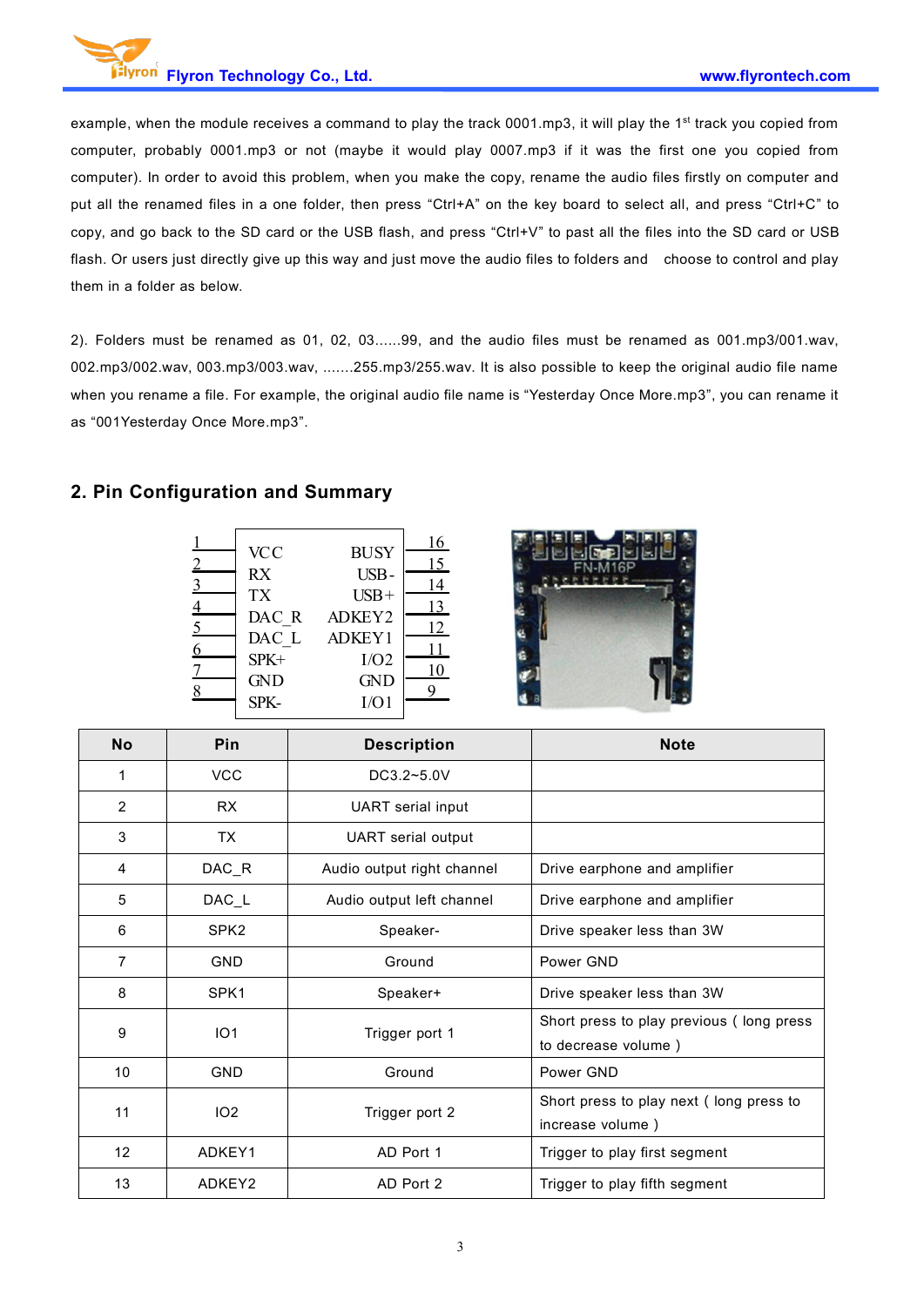example, when the module receives a command to play the track 0001.mp3, it will play the 1st track you copied from computer, probably 0001.mp3 or not (maybe it would play 0007.mp3 if it was the first one you copied from computer). In order to avoid this problem, when you make the copy, rename the audio files firstly on computer and put all the renamed files in a one folder, then press "Ctrl+A" on the key board to select all, and press "Ctrl+C" to copy, and go back to the SD card or the USB flash, and press "Ctrl+V" to past all the files into the SD card or USB flash. Or users just directly give up this way and just move the audio files to folders and choose to control and play them in a folder as below.

2). Folders must be renamed as 01, 02, 03......99, and the audio files must be renamed as 001.mp3/001.wav, 002.mp3/002.wav, 003.mp3/003.wav, .......255.mp3/255.wav. It is also possible to keep the original audio file name when you rename a file. For example, the original audio file name is "Yesterday Once More.mp3", you can rename it as "001Yesterday Once More.mp3".

## 2. Pin Configuration and Summary

| Pin No. | Left | Right | Pin No. |
|---|---|---|---|
| 1 | VCC | BUSY | 16 |
| 2 | RX | USB- | 15 |
| 3 | TX | USB+ | 14 |
| 4 | DAC_R | ADKEY2 | 13 |
| 5 | DAC_L | ADKEY1 | 12 |
| 6 | SPK+ | I/O2 | 11 |
| 7 | GND | GND | 10 |
| 8 | SPK- | I/O1 | 9 |

| No | Pin | Description | Note |
|---|---|---|---|
| 1 | VCC | DC3.2~5.0V | |
| 2 | RX | UART serial input | |
| 3 | TX | UART serial output | |
| 4 | DAC_R | Audio output right channel | Drive earphone and amplifier |
| 5 | DAC_L | Audio output left channel | Drive earphone and amplifier |
| 6 | SPK2 | Speaker- | Drive speaker less than 3W |
| 7 | GND | Ground | Power GND |
| 8 | SPK1 | Speaker+ | Drive speaker less than 3W |
| 9 | IO1 | Trigger port 1 | Short press to play previous ( long press to decrease volume ) |
| 10 | GND | Ground | Power GND |
| 11 | IO2 | Trigger port 2 | Short press to play next ( long press to increase volume ) |
| 12 | ADKEY1 | AD Port 1 | Trigger to play first segment |
| 13 | ADKEY2 | AD Port 2 | Trigger to play fifth segment |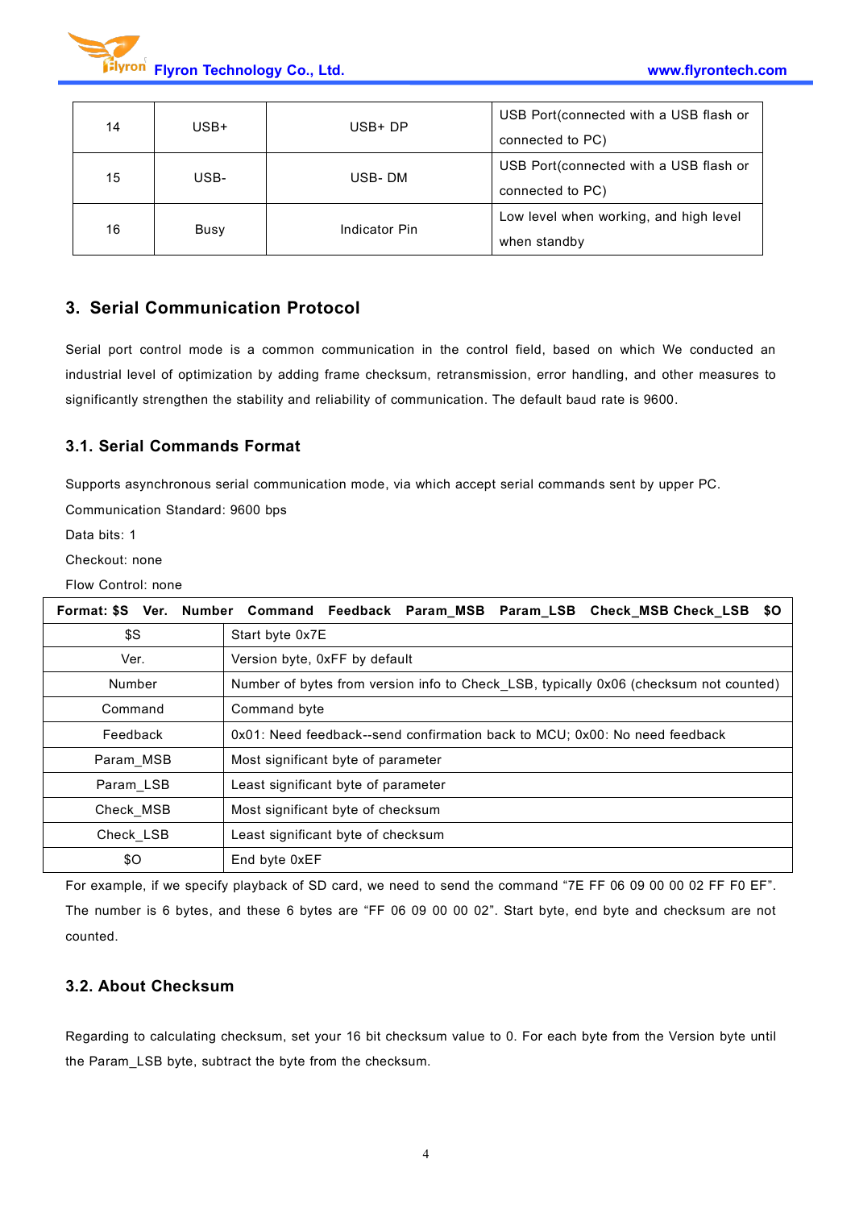| 14 | USB+ | USB+ DP | USB Port(connected with a USB flash or connected to PC) |
|---|---|---|---|
| 15 | USB- | USB- DM | USB Port(connected with a USB flash or connected to PC) |
| 16 | Busy | Indicator Pin | Low level when working, and high level when standby |

## 3. Serial Communication Protocol

Serial port control mode is a common communication in the control field, based on which We conducted an industrial level of optimization by adding frame checksum, retransmission, error handling, and other measures to significantly strengthen the stability and reliability of communication. The default baud rate is 9600.

### 3.1. Serial Commands Format

Supports asynchronous serial communication mode, via which accept serial commands sent by upper PC.

Communication Standard: 9600 bps

Data bits: 1

Checkout: none

Flow Control: none

| Format: $S Ver. Number Command Feedback Param_MSB Param_LSB Check_MSB Check_LSB $O | |
|---|---|
| $S | Start byte 0x7E |
| Ver. | Version byte, 0xFF by default |
| Number | Number of bytes from version info to Check_LSB, typically 0x06 (checksum not counted) |
| Command | Command byte |
| Feedback | 0x01: Need feedback--send confirmation back to MCU; 0x00: No need feedback |
| Param_MSB | Most significant byte of parameter |
| Param_LSB | Least significant byte of parameter |
| Check_MSB | Most significant byte of checksum |
| Check_LSB | Least significant byte of checksum |
| $O | End byte 0xEF |

For example, if we specify playback of SD card, we need to send the command “7E FF 06 09 00 00 02 FF F0 EF”. The number is 6 bytes, and these 6 bytes are “FF 06 09 00 00 02”. Start byte, end byte and checksum are not counted.

### 3.2. About Checksum

Regarding to calculating checksum, set your 16 bit checksum value to 0. For each byte from the Version byte until the Param_LSB byte, subtract the byte from the checksum.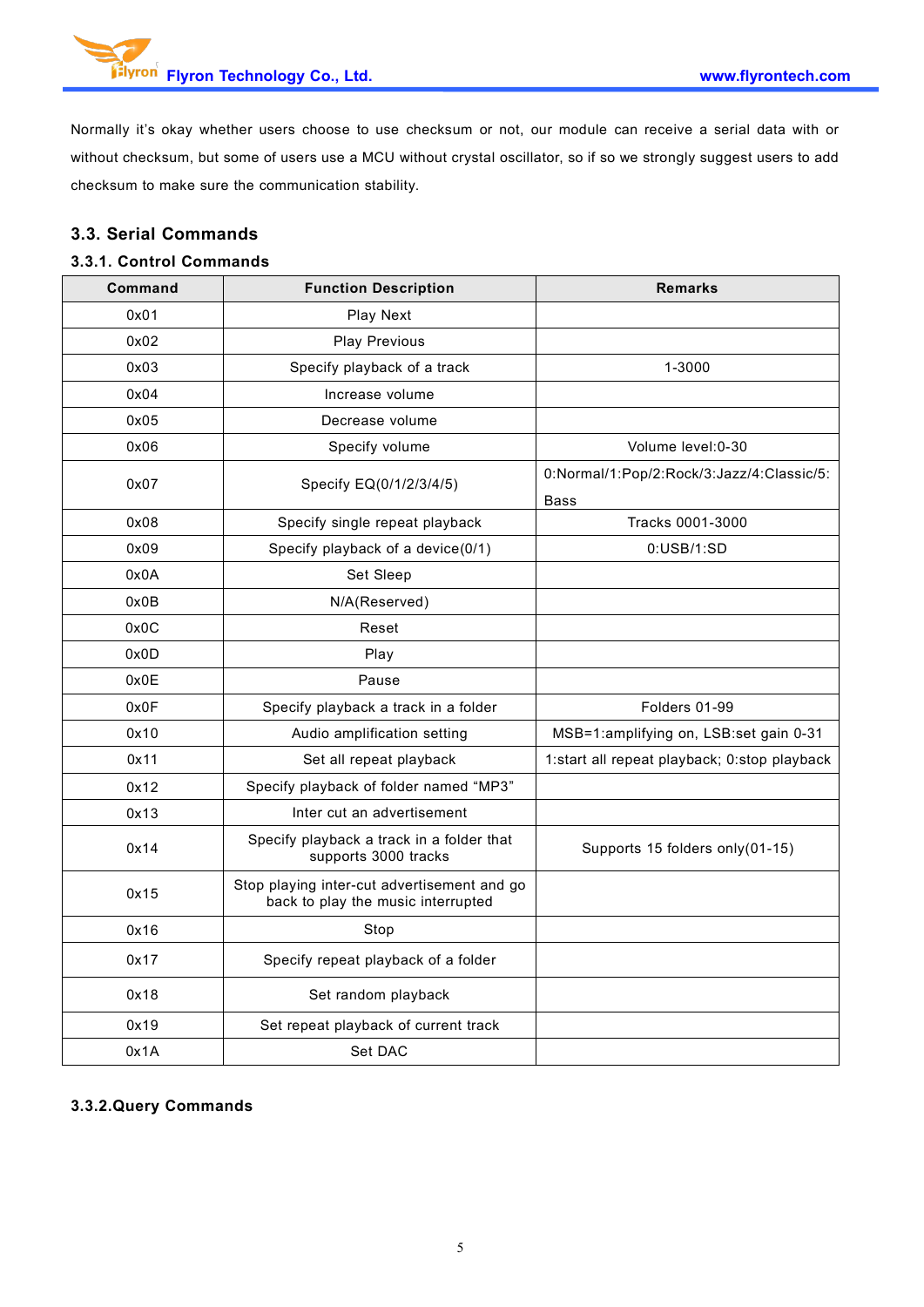Normally it's okay whether users choose to use checksum or not, our module can receive a serial data with or without checksum, but some of users use a MCU without crystal oscillator, so if so we strongly suggest users to add checksum to make sure the communication stability.

## 3.3. Serial Commands

### 3.3.1. Control Commands

| Command | Function Description | Remarks |
|---|---|---|
| 0x01 | Play Next | |
| 0x02 | Play Previous | |
| 0x03 | Specify playback of a track | 1-3000 |
| 0x04 | Increase volume | |
| 0x05 | Decrease volume | |
| 0x06 | Specify volume | Volume level:0-30 |
| 0x07 | Specify EQ(0/1/2/3/4/5) | 0:Normal/1:Pop/2:Rock/3:Jazz/4:Classic/5: Bass |
| 0x08 | Specify single repeat playback | Tracks 0001-3000 |
| 0x09 | Specify playback of a device(0/1) | 0:USB/1:SD |
| 0x0A | Set Sleep | |
| 0x0B | N/A(Reserved) | |
| 0x0C | Reset | |
| 0x0D | Play | |
| 0x0E | Pause | |
| 0x0F | Specify playback a track in a folder | Folders 01-99 |
| 0x10 | Audio amplification setting | MSB=1:amplifying on, LSB:set gain 0-31 |
| 0x11 | Set all repeat playback | 1:start all repeat playback; 0:stop playback |
| 0x12 | Specify playback of folder named "MP3" | |
| 0x13 | Inter cut an advertisement | |
| 0x14 | Specify playback a track in a folder that supports 3000 tracks | Supports 15 folders only(01-15) |
| 0x15 | Stop playing inter-cut advertisement and go back to play the music interrupted | |
| 0x16 | Stop | |
| 0x17 | Specify repeat playback of a folder | |
| 0x18 | Set random playback | |
| 0x19 | Set repeat playback of current track | |
| 0x1A | Set DAC | |

### 3.3.2.Query Commands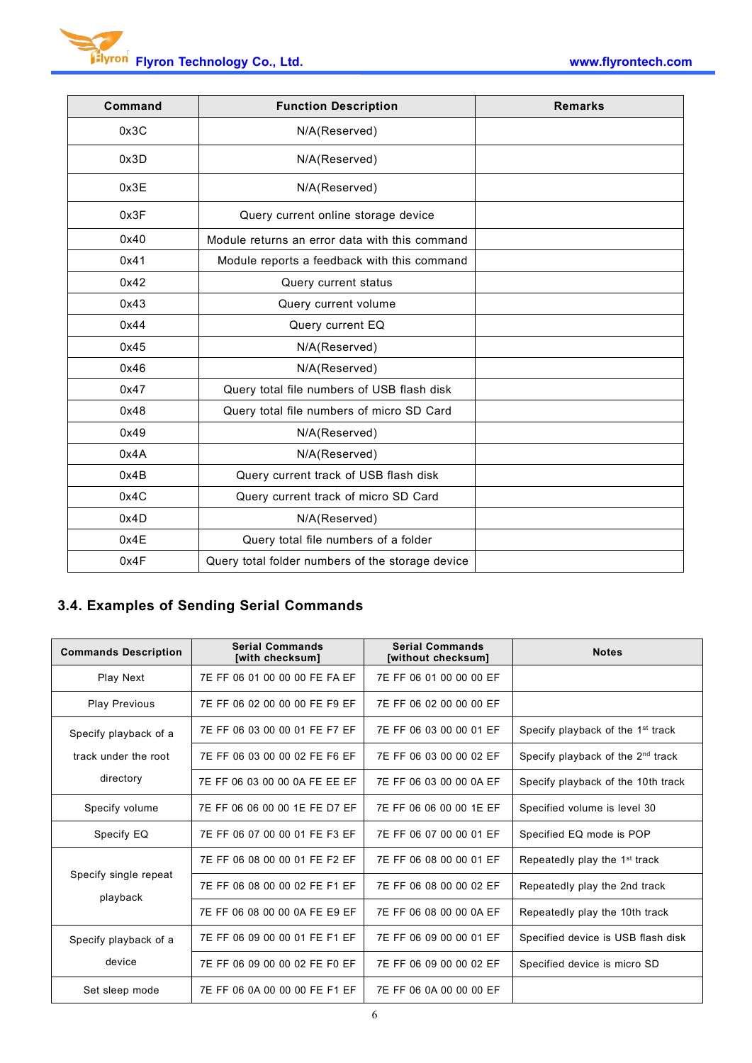| Command | Function Description | Remarks |
| --- | --- | --- |
| 0x3C | N/A(Reserved) | |
| 0x3D | N/A(Reserved) | |
| 0x3E | N/A(Reserved) | |
| 0x3F | Query current online storage device | |
| 0x40 | Module returns an error data with this command | |
| 0x41 | Module reports a feedback with this command | |
| 0x42 | Query current status | |
| 0x43 | Query current volume | |
| 0x44 | Query current EQ | |
| 0x45 | N/A(Reserved) | |
| 0x46 | N/A(Reserved) | |
| 0x47 | Query total file numbers of USB flash disk | |
| 0x48 | Query total file numbers of micro SD Card | |
| 0x49 | N/A(Reserved) | |
| 0x4A | N/A(Reserved) | |
| 0x4B | Query current track of USB flash disk | |
| 0x4C | Query current track of micro SD Card | |
| 0x4D | N/A(Reserved) | |
| 0x4E | Query total file numbers of a folder | |
| 0x4F | Query total folder numbers of the storage device | |

## 3.4. Examples of Sending Serial Commands

| Commands Description | Serial Commands [with checksum] | Serial Commands [without checksum] | Notes |
| --- | --- | --- | --- |
| Play Next | 7E FF 06 01 00 00 00 FE FA EF | 7E FF 06 01 00 00 00 EF | |
| Play Previous | 7E FF 06 02 00 00 00 FE F9 EF | 7E FF 06 02 00 00 00 EF | |
| Specify playback of a track under the root directory | 7E FF 06 03 00 00 01 FE F7 EF | 7E FF 06 03 00 00 01 EF | Specify playback of the 1st track |
| | 7E FF 06 03 00 00 02 FE F6 EF | 7E FF 06 03 00 00 02 EF | Specify playback of the 2nd track |
| | 7E FF 06 03 00 00 0A FE EE EF | 7E FF 06 03 00 00 0A EF | Specify playback of the 10th track |
| Specify volume | 7E FF 06 06 00 00 1E FE D7 EF | 7E FF 06 06 00 00 1E EF | Specified volume is level 30 |
| Specify EQ | 7E FF 06 07 00 00 01 FE F3 EF | 7E FF 06 07 00 00 01 EF | Specified EQ mode is POP |
| Specify single repeat playback | 7E FF 06 08 00 00 01 FE F2 EF | 7E FF 06 08 00 00 01 EF | Repeatedly play the 1st track |
| | 7E FF 06 08 00 00 02 FE F1 EF | 7E FF 06 08 00 00 02 EF | Repeatedly play the 2nd track |
| | 7E FF 06 08 00 00 0A FE E9 EF | 7E FF 06 08 00 00 0A EF | Repeatedly play the 10th track |
| Specify playback of a device | 7E FF 06 09 00 00 01 FE F1 EF | 7E FF 06 09 00 00 01 EF | Specified device is USB flash disk |
| | 7E FF 06 09 00 00 02 FE F0 EF | 7E FF 06 09 00 00 02 EF | Specified device is micro SD |
| Set sleep mode | 7E FF 06 0A 00 00 00 FE F1 EF | 7E FF 06 0A 00 00 00 EF | |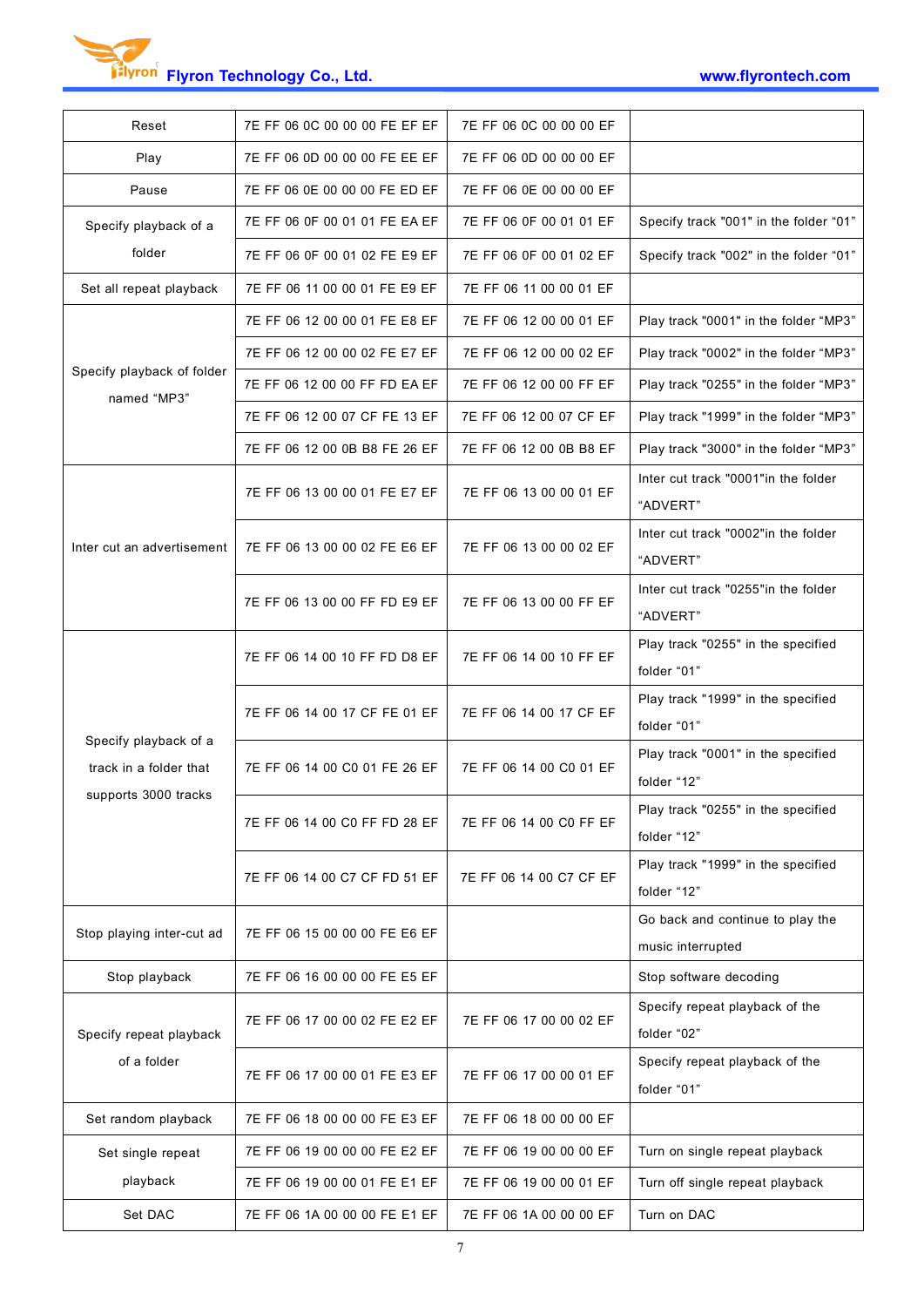| Reset | 7E FF 06 0C 00 00 00 FE EF EF | 7E FF 06 0C 00 00 00 EF | |
|---|---|---|---|
| Play | 7E FF 06 0D 00 00 00 FE EE EF | 7E FF 06 0D 00 00 00 EF | |
| Pause | 7E FF 06 0E 00 00 00 FE ED EF | 7E FF 06 0E 00 00 00 EF | |
| Specify playback of a folder | 7E FF 06 0F 00 01 01 FE EA EF | 7E FF 06 0F 00 01 01 EF | Specify track "001" in the folder “01” |
| | 7E FF 06 0F 00 01 02 FE E9 EF | 7E FF 06 0F 00 01 02 EF | Specify track "002" in the folder “01” |
| Set all repeat playback | 7E FF 06 11 00 00 01 FE E9 EF | 7E FF 06 11 00 00 01 EF | |
| Specify playback of folder named “MP3” | 7E FF 06 12 00 00 01 FE E8 EF | 7E FF 06 12 00 00 01 EF | Play track "0001" in the folder “MP3” |
| | 7E FF 06 12 00 00 02 FE E7 EF | 7E FF 06 12 00 00 02 EF | Play track "0002" in the folder “MP3” |
| | 7E FF 06 12 00 00 FF FD EA EF | 7E FF 06 12 00 00 FF EF | Play track "0255" in the folder “MP3” |
| | 7E FF 06 12 00 07 CF FE 13 EF | 7E FF 06 12 00 07 CF EF | Play track "1999" in the folder “MP3” |
| | 7E FF 06 12 00 0B B8 FE 26 EF | 7E FF 06 12 00 0B B8 EF | Play track "3000" in the folder “MP3” |
| Inter cut an advertisement | 7E FF 06 13 00 00 01 FE E7 EF | 7E FF 06 13 00 00 01 EF | Inter cut track "0001"in the folder “ADVERT” |
| | 7E FF 06 13 00 00 02 FE E6 EF | 7E FF 06 13 00 00 02 EF | Inter cut track "0002"in the folder “ADVERT” |
| | 7E FF 06 13 00 00 FF FD E9 EF | 7E FF 06 13 00 00 FF EF | Inter cut track "0255"in the folder “ADVERT” |
| Specify playback of a track in a folder that supports 3000 tracks | 7E FF 06 14 00 10 FF FD D8 EF | 7E FF 06 14 00 10 FF EF | Play track "0255" in the specified folder “01” |
| | 7E FF 06 14 00 17 CF FE 01 EF | 7E FF 06 14 00 17 CF EF | Play track "1999" in the specified folder “01” |
| | 7E FF 06 14 00 C0 01 FE 26 EF | 7E FF 06 14 00 C0 01 EF | Play track "0001" in the specified folder “12” |
| | 7E FF 06 14 00 C0 FF FD 28 EF | 7E FF 06 14 00 C0 FF EF | Play track "0255" in the specified folder “12” |
| | 7E FF 06 14 00 C7 CF FD 51 EF | 7E FF 06 14 00 C7 CF EF | Play track "1999" in the specified folder “12” |
| Stop playing inter-cut ad | 7E FF 06 15 00 00 00 FE E6 EF | | Go back and continue to play the music interrupted |
| Stop playback | 7E FF 06 16 00 00 00 FE E5 EF | | Stop software decoding |
| Specify repeat playback of a folder | 7E FF 06 17 00 00 02 FE E2 EF | 7E FF 06 17 00 00 02 EF | Specify repeat playback of the folder “02” |
| | 7E FF 06 17 00 00 01 FE E3 EF | 7E FF 06 17 00 00 01 EF | Specify repeat playback of the folder “01” |
| Set random playback | 7E FF 06 18 00 00 00 FE E3 EF | 7E FF 06 18 00 00 00 EF | |
| Set single repeat playback | 7E FF 06 19 00 00 00 FE E2 EF | 7E FF 06 19 00 00 00 EF | Turn on single repeat playback |
| | 7E FF 06 19 00 00 01 FE E1 EF | 7E FF 06 19 00 00 01 EF | Turn off single repeat playback |
| Set DAC | 7E FF 06 1A 00 00 00 FE E1 EF | 7E FF 06 1A 00 00 00 EF | Turn on DAC |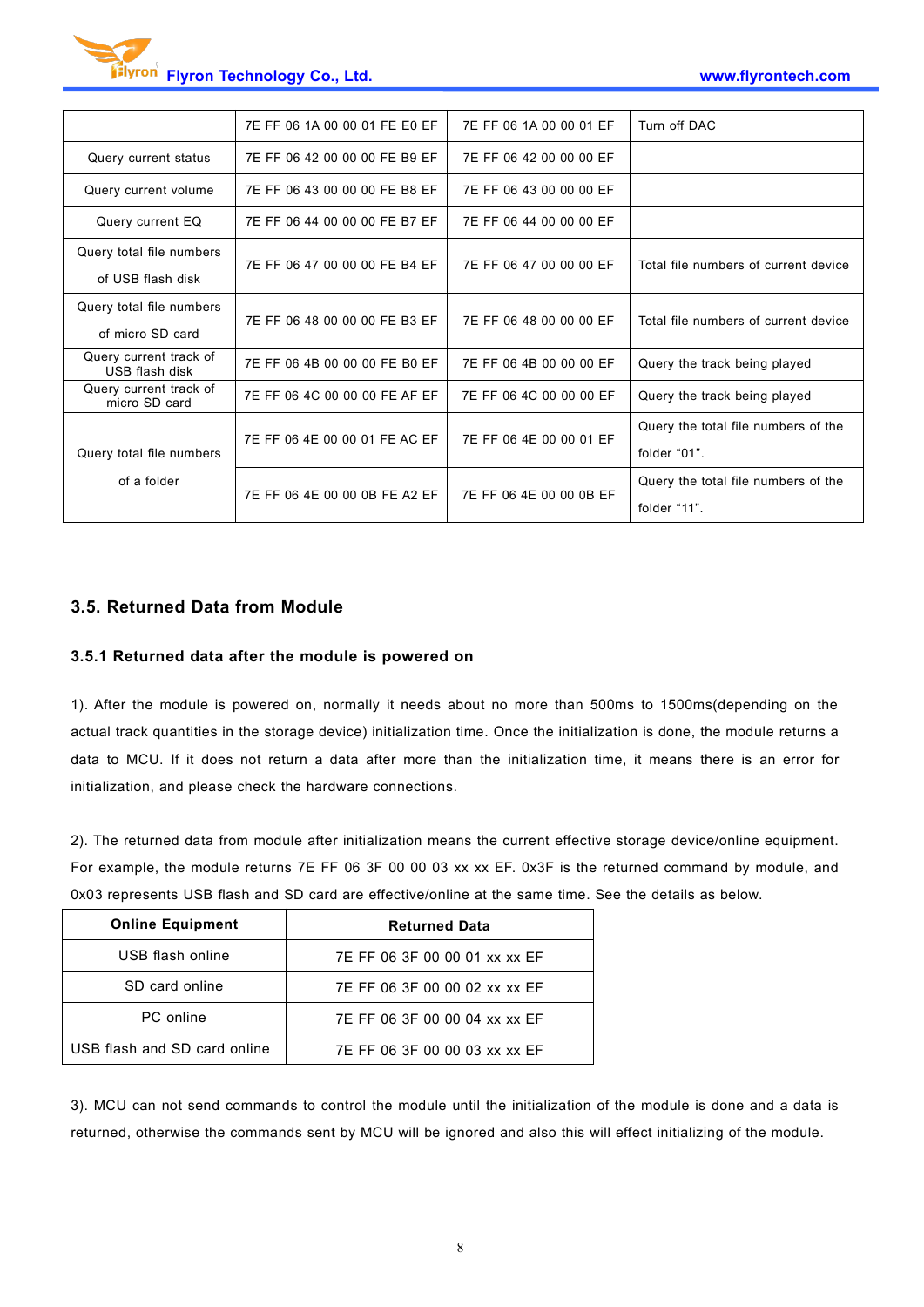| | | | |
|---|---|---|---|
| | 7E FF 06 1A 00 00 01 FE E0 EF | 7E FF 06 1A 00 00 01 EF | Turn off DAC |
| Query current status | 7E FF 06 42 00 00 00 FE B9 EF | 7E FF 06 42 00 00 00 EF | |
| Query current volume | 7E FF 06 43 00 00 00 FE B8 EF | 7E FF 06 43 00 00 00 EF | |
| Query current EQ | 7E FF 06 44 00 00 00 FE B7 EF | 7E FF 06 44 00 00 00 EF | |
| Query total file numbers of USB flash disk | 7E FF 06 47 00 00 00 FE B4 EF | 7E FF 06 47 00 00 00 EF | Total file numbers of current device |
| Query total file numbers of micro SD card | 7E FF 06 48 00 00 00 FE B3 EF | 7E FF 06 48 00 00 00 EF | Total file numbers of current device |
| Query current track of USB flash disk | 7E FF 06 4B 00 00 00 FE B0 EF | 7E FF 06 4B 00 00 00 EF | Query the track being played |
| Query current track of micro SD card | 7E FF 06 4C 00 00 00 FE AF EF | 7E FF 06 4C 00 00 00 EF | Query the track being played |
| Query total file numbers of a folder | 7E FF 06 4E 00 00 01 FE AC EF | 7E FF 06 4E 00 00 01 EF | Query the total file numbers of the folder “01”. |
| | 7E FF 06 4E 00 00 0B FE A2 EF | 7E FF 06 4E 00 00 0B EF | Query the total file numbers of the folder “11”. |

## 3.5. Returned Data from Module

### 3.5.1 Returned data after the module is powered on

1). After the module is powered on, normally it needs about no more than 500ms to 1500ms(depending on the actual track quantities in the storage device) initialization time. Once the initialization is done, the module returns a data to MCU. If it does not return a data after more than the initialization time, it means there is an error for initialization, and please check the hardware connections.

2). The returned data from module after initialization means the current effective storage device/online equipment. For example, the module returns 7E FF 06 3F 00 00 03 xx xx EF. 0x3F is the returned command by module, and 0x03 represents USB flash and SD card are effective/online at the same time. See the details as below.

| Online Equipment | Returned Data |
|---|---|
| USB flash online | 7E FF 06 3F 00 00 01 xx xx EF |
| SD card online | 7E FF 06 3F 00 00 02 xx xx EF |
| PC online | 7E FF 06 3F 00 00 04 xx xx EF |
| USB flash and SD card online | 7E FF 06 3F 00 00 03 xx xx EF |

3). MCU can not send commands to control the module until the initialization of the module is done and a data is returned, otherwise the commands sent by MCU will be ignored and also this will effect initializing of the module.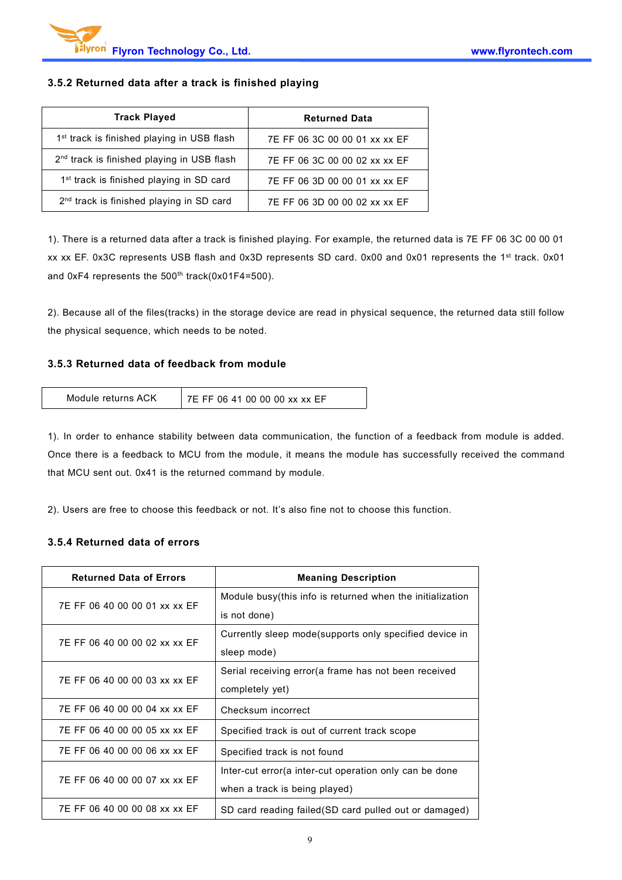### 3.5.2 Returned data after a track is finished playing

| Track Played | Returned Data |
|---|---|
| 1st track is finished playing in USB flash | 7E FF 06 3C 00 00 01 xx xx EF |
| 2nd track is finished playing in USB flash | 7E FF 06 3C 00 00 02 xx xx EF |
| 1st track is finished playing in SD card | 7E FF 06 3D 00 00 01 xx xx EF |
| 2nd track is finished playing in SD card | 7E FF 06 3D 00 00 02 xx xx EF |

1). There is a returned data after a track is finished playing. For example, the returned data is 7E FF 06 3C 00 00 01 xx xx EF. 0x3C represents USB flash and 0x3D represents SD card. 0x00 and 0x01 represents the 1st track. 0x01 and 0xF4 represents the 500th track(0x01F4=500).

2). Because all of the files(tracks) in the storage device are read in physical sequence, the returned data still follow the physical sequence, which needs to be noted.

### 3.5.3 Returned data of feedback from module

| Module returns ACK | 7E FF 06 41 00 00 00 xx xx EF |
|---|---|

1). In order to enhance stability between data communication, the function of a feedback from module is added. Once there is a feedback to MCU from the module, it means the module has successfully received the command that MCU sent out. 0x41 is the returned command by module.

2). Users are free to choose this feedback or not. It's also fine not to choose this function.

### 3.5.4 Returned data of errors

| Returned Data of Errors | Meaning Description |
|---|---|
| 7E FF 06 40 00 00 01 xx xx EF | Module busy(this info is returned when the initialization is not done) |
| 7E FF 06 40 00 00 02 xx xx EF | Currently sleep mode(supports only specified device in sleep mode) |
| 7E FF 06 40 00 00 03 xx xx EF | Serial receiving error(a frame has not been received completely yet) |
| 7E FF 06 40 00 00 04 xx xx EF | Checksum incorrect |
| 7E FF 06 40 00 00 05 xx xx EF | Specified track is out of current track scope |
| 7E FF 06 40 00 00 06 xx xx EF | Specified track is not found |
| 7E FF 06 40 00 00 07 xx xx EF | Inter-cut error(a inter-cut operation only can be done when a track is being played) |
| 7E FF 06 40 00 00 08 xx xx EF | SD card reading failed(SD card pulled out or damaged) |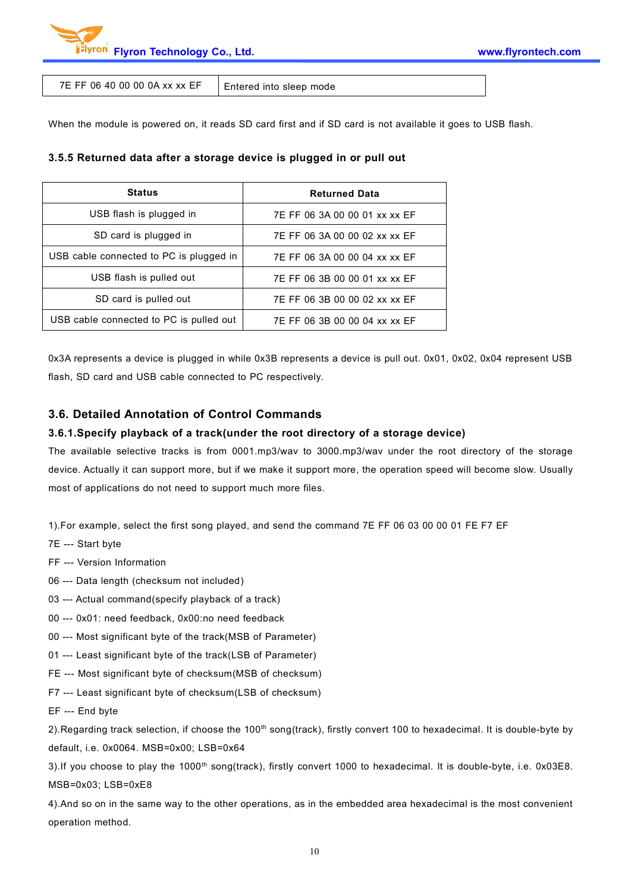| 7E FF 06 40 00 00 0A xx xx EF | Entered into sleep mode |
|---|---|

When the module is powered on, it reads SD card first and if SD card is not available it goes to USB flash.

### 3.5.5 Returned data after a storage device is plugged in or pull out

| Status | Returned Data |
|---|---|
| USB flash is plugged in | 7E FF 06 3A 00 00 01 xx xx EF |
| SD card is plugged in | 7E FF 06 3A 00 00 02 xx xx EF |
| USB cable connected to PC is plugged in | 7E FF 06 3A 00 00 04 xx xx EF |
| USB flash is pulled out | 7E FF 06 3B 00 00 01 xx xx EF |
| SD card is pulled out | 7E FF 06 3B 00 00 02 xx xx EF |
| USB cable connected to PC is pulled out | 7E FF 06 3B 00 00 04 xx xx EF |

0x3A represents a device is plugged in while 0x3B represents a device is pull out. 0x01, 0x02, 0x04 represent USB flash, SD card and USB cable connected to PC respectively.

## 3.6. Detailed Annotation of Control Commands

### 3.6.1.Specify playback of a track(under the root directory of a storage device)

The available selective tracks is from 0001.mp3/wav to 3000.mp3/wav under the root directory of the storage device. Actually it can support more, but if we make it support more, the operation speed will become slow. Usually most of applications do not need to support much more files.

1).For example, select the first song played, and send the command 7E FF 06 03 00 00 01 FE F7 EF

7E --- Start byte

FF --- Version Information

06 --- Data length (checksum not included)

03 --- Actual command(specify playback of a track)

00 --- 0x01: need feedback, 0x00:no need feedback

00 --- Most significant byte of the track(MSB of Parameter)

01 --- Least significant byte of the track(LSB of Parameter)

FE --- Most significant byte of checksum(MSB of checksum)

F7 --- Least significant byte of checksum(LSB of checksum)

EF --- End byte

2).Regarding track selection, if choose the 100th song(track), firstly convert 100 to hexadecimal. It is double-byte by default, i.e. 0x0064. MSB=0x00; LSB=0x64

3).If you choose to play the 1000th song(track), firstly convert 1000 to hexadecimal. It is double-byte, i.e. 0x03E8. MSB=0x03; LSB=0xE8

4).And so on in the same way to the other operations, as in the embedded area hexadecimal is the most convenient operation method.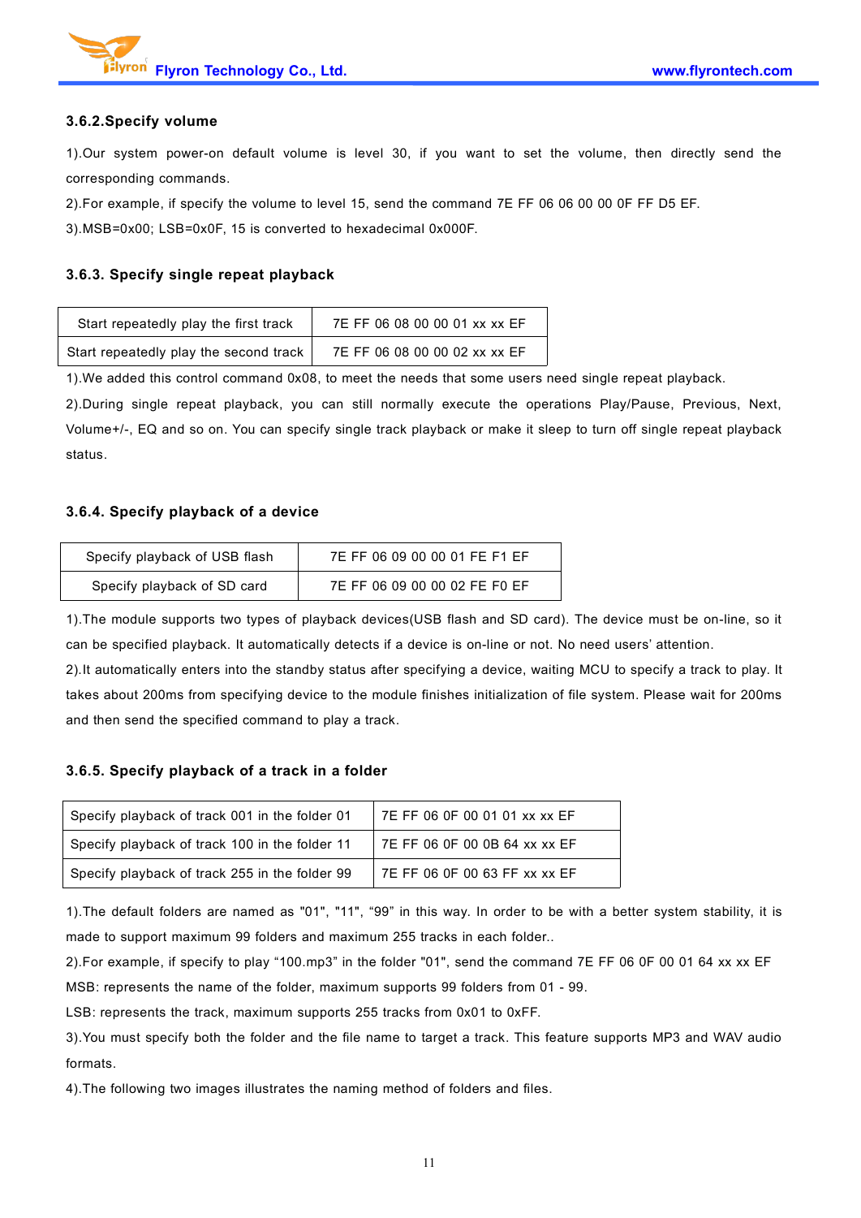### 3.6.2.Specify volume

1).Our system power-on default volume is level 30, if you want to set the volume, then directly send the corresponding commands.

2).For example, if specify the volume to level 15, send the command 7E FF 06 06 00 00 0F FF D5 EF.

3).MSB=0x00; LSB=0x0F, 15 is converted to hexadecimal 0x000F.

### 3.6.3. Specify single repeat playback

| Start repeatedly play the first track | 7E FF 06 08 00 00 01 xx xx EF |
|---|---|
| Start repeatedly play the second track | 7E FF 06 08 00 00 02 xx xx EF |

1).We added this control command 0x08, to meet the needs that some users need single repeat playback.

2).During single repeat playback, you can still normally execute the operations Play/Pause, Previous, Next, Volume+/-, EQ and so on. You can specify single track playback or make it sleep to turn off single repeat playback status.

### 3.6.4. Specify playback of a device

| Specify playback of USB flash | 7E FF 06 09 00 00 01 FE F1 EF |
|---|---|
| Specify playback of SD card | 7E FF 06 09 00 00 02 FE F0 EF |

1).The module supports two types of playback devices(USB flash and SD card). The device must be on-line, so it can be specified playback. It automatically detects if a device is on-line or not. No need users' attention.

2).It automatically enters into the standby status after specifying a device, waiting MCU to specify a track to play. It takes about 200ms from specifying device to the module finishes initialization of file system. Please wait for 200ms and then send the specified command to play a track.

### 3.6.5. Specify playback of a track in a folder

| Specify playback of track 001 in the folder 01 | 7E FF 06 0F 00 01 01 xx xx EF |
|---|---|
| Specify playback of track 100 in the folder 11 | 7E FF 06 0F 00 0B 64 xx xx EF |
| Specify playback of track 255 in the folder 99 | 7E FF 06 0F 00 63 FF xx xx EF |

1).The default folders are named as "01", "11", "99" in this way. In order to be with a better system stability, it is made to support maximum 99 folders and maximum 255 tracks in each folder..

2).For example, if specify to play "100.mp3" in the folder "01", send the command 7E FF 06 0F 00 01 64 xx xx EF

MSB: represents the name of the folder, maximum supports 99 folders from 01 - 99.

LSB: represents the track, maximum supports 255 tracks from 0x01 to 0xFF.

3).You must specify both the folder and the file name to target a track. This feature supports MP3 and WAV audio formats.

4).The following two images illustrates the naming method of folders and files.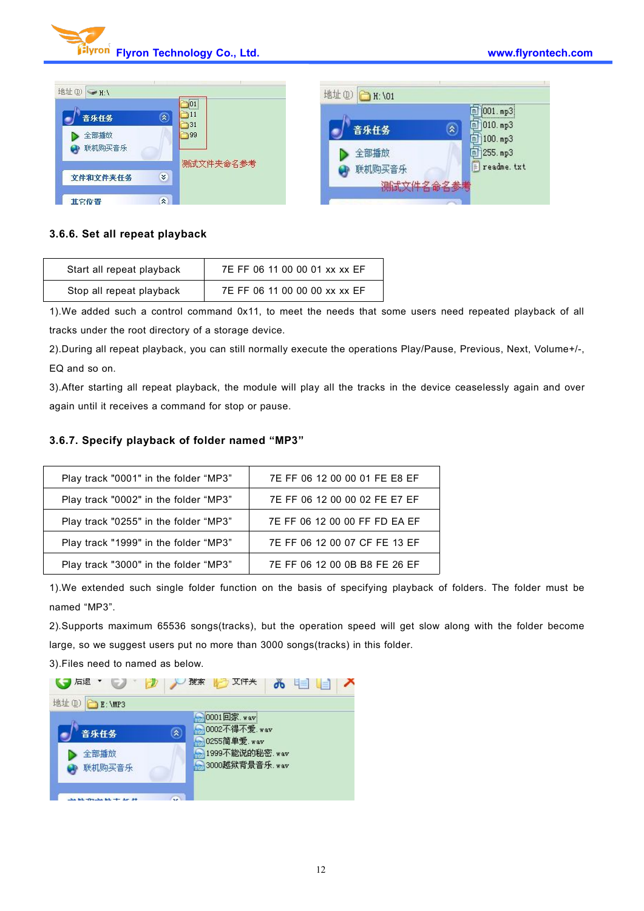### 3.6.6. Set all repeat playback

| Start all repeat playback | 7E FF 06 11 00 00 01 xx xx EF |
|---|---|
| Stop all repeat playback | 7E FF 06 11 00 00 00 xx xx EF |

1).We added such a control command 0x11, to meet the needs that some users need repeated playback of all tracks under the root directory of a storage device.

2).During all repeat playback, you can still normally execute the operations Play/Pause, Previous, Next, Volume+/-, EQ and so on.

3).After starting all repeat playback, the module will play all the tracks in the device ceaselessly again and over again until it receives a command for stop or pause.

### 3.6.7. Specify playback of folder named "MP3"

| Play track "0001" in the folder "MP3" | 7E FF 06 12 00 00 01 FE E8 EF |
|---|---|
| Play track "0002" in the folder "MP3" | 7E FF 06 12 00 00 02 FE E7 EF |
| Play track "0255" in the folder "MP3" | 7E FF 06 12 00 00 FF FD EA EF |
| Play track "1999" in the folder "MP3" | 7E FF 06 12 00 07 CF FE 13 EF |
| Play track "3000" in the folder "MP3" | 7E FF 06 12 00 0B B8 FE 26 EF |

1).We extended such single folder function on the basis of specifying playback of folders. The folder must be named "MP3".

2).Supports maximum 65536 songs(tracks), but the operation speed will get slow along with the folder become large, so we suggest users put no more than 3000 songs(tracks) in this folder.

3).Files need to named as below.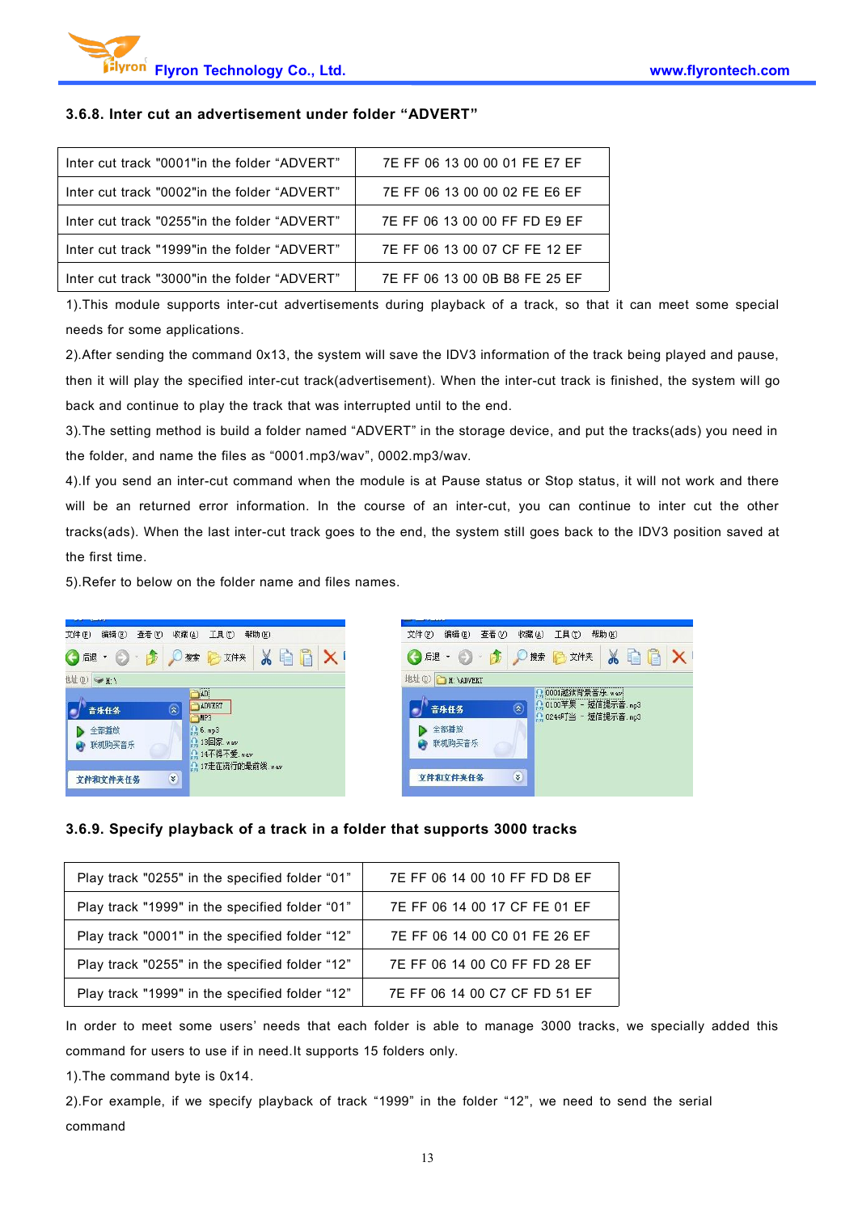### 3.6.8. Inter cut an advertisement under folder “ADVERT”

| Inter cut track "0001"in the folder “ADVERT” | 7E FF 06 13 00 00 01 FE E7 EF |
|---|---|
| Inter cut track "0002"in the folder “ADVERT” | 7E FF 06 13 00 00 02 FE E6 EF |
| Inter cut track "0255"in the folder “ADVERT” | 7E FF 06 13 00 00 FF FD E9 EF |
| Inter cut track "1999"in the folder “ADVERT” | 7E FF 06 13 00 07 CF FE 12 EF |
| Inter cut track "3000"in the folder “ADVERT” | 7E FF 06 13 00 0B B8 FE 25 EF |

1).This module supports inter-cut advertisements during playback of a track, so that it can meet some special needs for some applications.

2).After sending the command 0x13, the system will save the IDV3 information of the track being played and pause, then it will play the specified inter-cut track(advertisement). When the inter-cut track is finished, the system will go back and continue to play the track that was interrupted until to the end.

3).The setting method is build a folder named “ADVERT” in the storage device, and put the tracks(ads) you need in the folder, and name the files as “0001.mp3/wav”, 0002.mp3/wav.

4).If you send an inter-cut command when the module is at Pause status or Stop status, it will not work and there will be an returned error information. In the course of an inter-cut, you can continue to inter cut the other tracks(ads). When the last inter-cut track goes to the end, the system still goes back to the IDV3 position saved at the first time.

5).Refer to below on the folder name and files names.

### 3.6.9. Specify playback of a track in a folder that supports 3000 tracks

| Play track "0255" in the specified folder “01” | 7E FF 06 14 00 10 FF FD D8 EF |
|---|---|
| Play track "1999" in the specified folder “01” | 7E FF 06 14 00 17 CF FE 01 EF |
| Play track "0001" in the specified folder “12” | 7E FF 06 14 00 C0 01 FE 26 EF |
| Play track "0255" in the specified folder “12” | 7E FF 06 14 00 C0 FF FD 28 EF |
| Play track "1999" in the specified folder “12” | 7E FF 06 14 00 C7 CF FD 51 EF |

In order to meet some users’ needs that each folder is able to manage 3000 tracks, we specially added this command for users to use if in need.It supports 15 folders only.

1).The command byte is 0x14.

2).For example, if we specify playback of track “1999” in the folder “12”, we need to send the serial command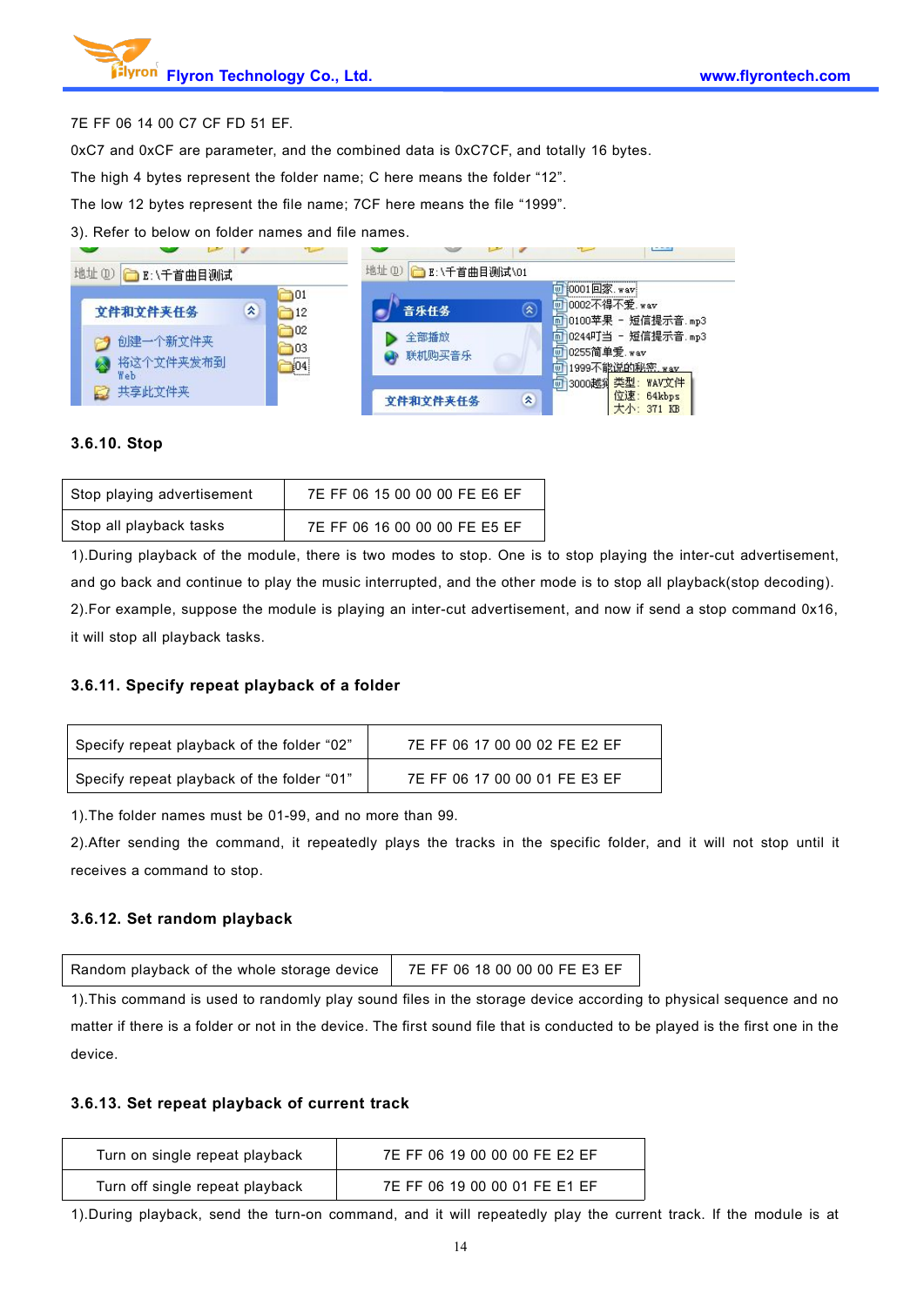7E FF 06 14 00 C7 CF FD 51 EF.

0xC7 and 0xCF are parameter, and the combined data is 0xC7CF, and totally 16 bytes.

The high 4 bytes represent the folder name; C here means the folder “12”.

The low 12 bytes represent the file name; 7CF here means the file “1999”.

3). Refer to below on folder names and file names.

### 3.6.10. Stop

| Stop playing advertisement | 7E FF 06 15 00 00 00 FE E6 EF |
|---|---|
| Stop all playback tasks | 7E FF 06 16 00 00 00 FE E5 EF |

1).During playback of the module, there is two modes to stop. One is to stop playing the inter-cut advertisement, and go back and continue to play the music interrupted, and the other mode is to stop all playback(stop decoding).

2).For example, suppose the module is playing an inter-cut advertisement, and now if send a stop command 0x16, it will stop all playback tasks.

### 3.6.11. Specify repeat playback of a folder

| Specify repeat playback of the folder “02” | 7E FF 06 17 00 00 02 FE E2 EF |
|---|---|
| Specify repeat playback of the folder “01” | 7E FF 06 17 00 00 01 FE E3 EF |

1).The folder names must be 01-99, and no more than 99.

2).After sending the command, it repeatedly plays the tracks in the specific folder, and it will not stop until it receives a command to stop.

### 3.6.12. Set random playback

| Random playback of the whole storage device | 7E FF 06 18 00 00 00 FE E3 EF |
|---|---|

1).This command is used to randomly play sound files in the storage device according to physical sequence and no matter if there is a folder or not in the device. The first sound file that is conducted to be played is the first one in the device.

### 3.6.13. Set repeat playback of current track

| Turn on single repeat playback | 7E FF 06 19 00 00 00 FE E2 EF |
|---|---|
| Turn off single repeat playback | 7E FF 06 19 00 00 01 FE E1 EF |

1).During playback, send the turn-on command, and it will repeatedly play the current track. If the module is at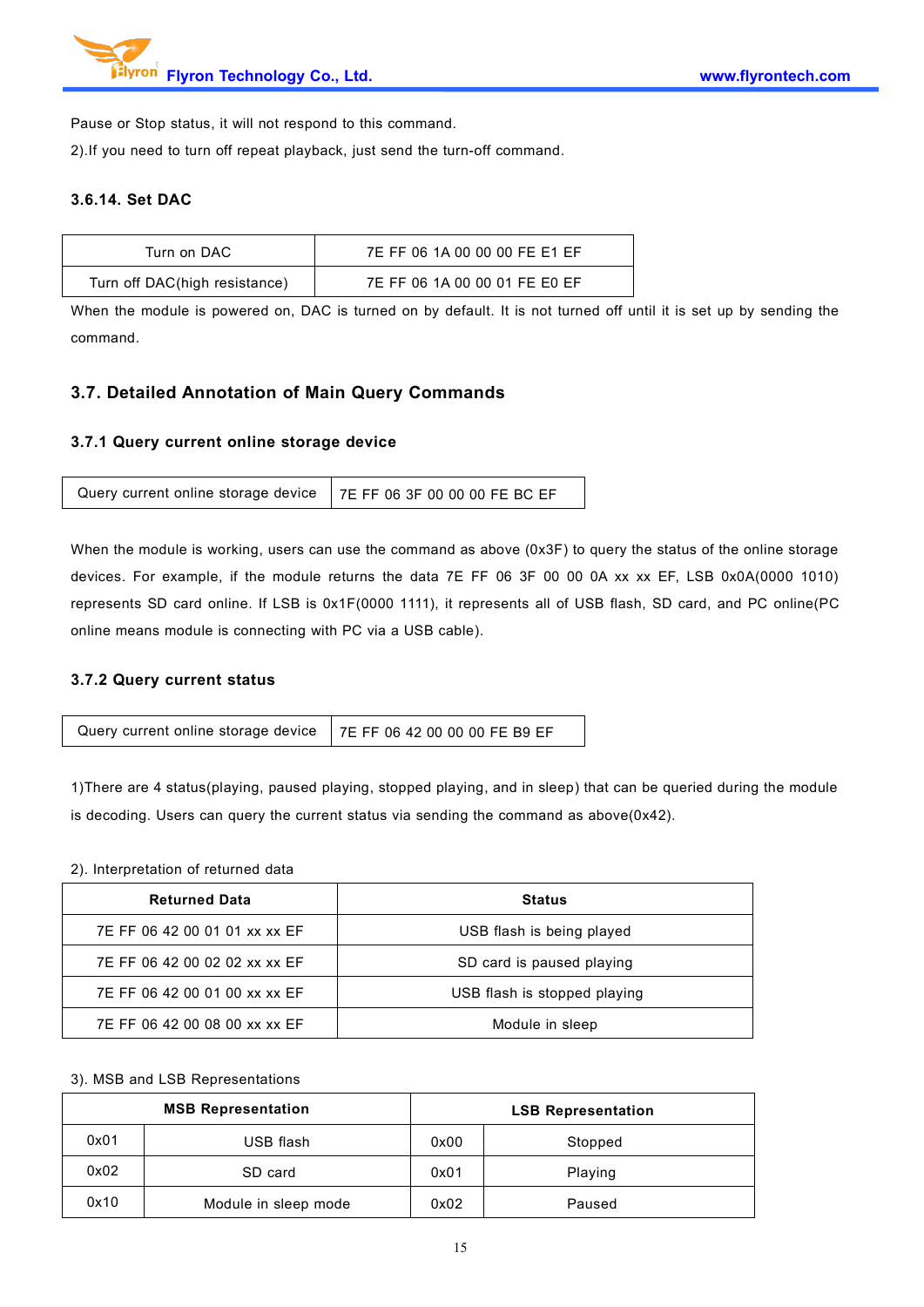Pause or Stop status, it will not respond to this command.

2).If you need to turn off repeat playback, just send the turn-off command.

### 3.6.14. Set DAC

| Turn on DAC | 7E FF 06 1A 00 00 00 FE E1 EF |
|---|---|
| Turn off DAC(high resistance) | 7E FF 06 1A 00 00 01 FE E0 EF |

When the module is powered on, DAC is turned on by default. It is not turned off until it is set up by sending the command.

## 3.7. Detailed Annotation of Main Query Commands

### 3.7.1 Query current online storage device

| Query current online storage device | 7E FF 06 3F 00 00 00 FE BC EF |
|---|---|

When the module is working, users can use the command as above (0x3F) to query the status of the online storage devices. For example, if the module returns the data 7E FF 06 3F 00 00 0A xx xx EF, LSB 0x0A(0000 1010) represents SD card online. If LSB is 0x1F(0000 1111), it represents all of USB flash, SD card, and PC online(PC online means module is connecting with PC via a USB cable).

### 3.7.2 Query current status

| Query current online storage device | 7E FF 06 42 00 00 00 FE B9 EF |
|---|---|

1)There are 4 status(playing, paused playing, stopped playing, and in sleep) that can be queried during the module is decoding. Users can query the current status via sending the command as above(0x42).

2). Interpretation of returned data

| Returned Data | Status |
|---|---|
| 7E FF 06 42 00 01 01 xx xx EF | USB flash is being played |
| 7E FF 06 42 00 02 02 xx xx EF | SD card is paused playing |
| 7E FF 06 42 00 01 00 xx xx EF | USB flash is stopped playing |
| 7E FF 06 42 00 08 00 xx xx EF | Module in sleep |

3). MSB and LSB Representations

| MSB Representation | | LSB Representation | |
|---|---|---|---|
| 0x01 | USB flash | 0x00 | Stopped |
| 0x02 | SD card | 0x01 | Playing |
| 0x10 | Module in sleep mode | 0x02 | Paused |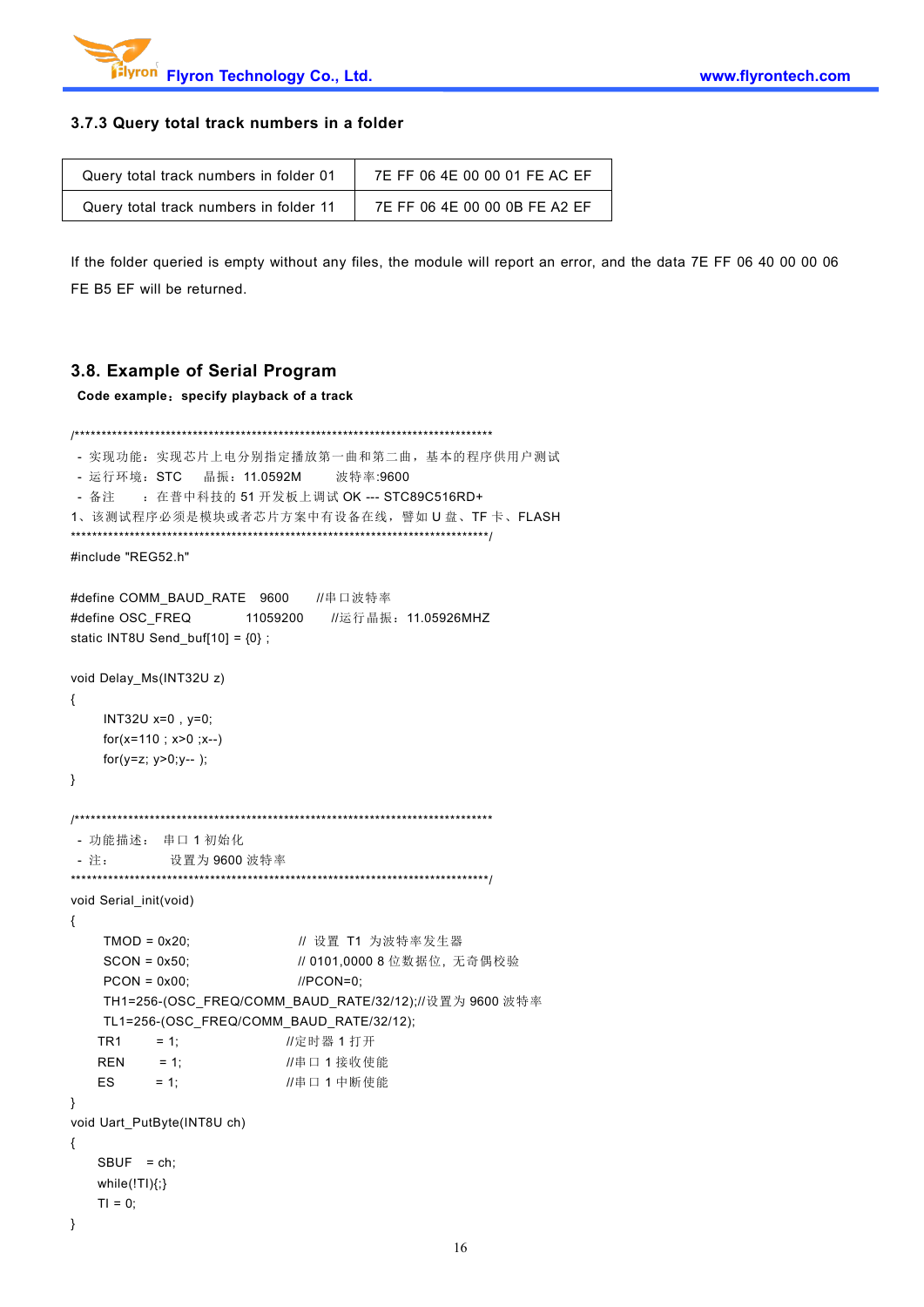### 3.7.3 Query total track numbers in a folder

| Query total track numbers in folder 01 | 7E FF 06 4E 00 00 01 FE AC EF |
|---|---|
| Query total track numbers in folder 11 | 7E FF 06 4E 00 00 0B FE A2 EF |

If the folder queried is empty without any files, the module will report an error, and the data 7E FF 06 40 00 00 06 FE B5 EF will be returned.

## 3.8. Example of Serial Program

**Code example：specify playback of a track**

```
/*****************************************************************************
 - 实现功能：实现芯片上电分别指定播放第一曲和第二曲，基本的程序供用户测试
 - 运行环境：STC    晶振：11.0592M     波特率:9600
 - 备注      ：在普中科技的 51 开发板上调试 OK --- STC89C516RD+
1、该测试程序必须是模块或者芯片方案中有设备在线，譬如 U 盘、TF 卡、FLASH
*****************************************************************************/
#include "REG52.h"

#define COMM_BAUD_RATE   9600      //串口波特率
#define OSC_FREQ          11059200     //运行晶振：11.05926MHZ
static INT8U Send_buf[10] = {0} ;

void Delay_Ms(INT32U z)
{
     INT32U x=0 , y=0;
     for(x=110 ; x>0 ;x--)
     for(y=z; y>0;y-- );
}

/*****************************************************************************
 - 功能描述：  串口 1 初始化
 - 注：          设置为 9600 波特率
*****************************************************************************/
void Serial_init(void)
{
     TMOD = 0x20;                    // 设置 T1 为波特率发生器
     SCON = 0x50;                    // 0101,0000 8 位数据位，无奇偶校验
     PCON = 0x00;                    //PCON=0;
     TH1=256-(OSC_FREQ/COMM_BAUD_RATE/32/12);//设置为 9600 波特率
     TL1=256-(OSC_FREQ/COMM_BAUD_RATE/32/12);
    TR1      = 1;                   //定时器 1 打开
    REN      = 1;                   //串口 1 接收使能
    ES       = 1;                   //串口 1 中断使能
}
void Uart_PutByte(INT8U ch)
{
    SBUF   = ch;
    while(!TI){;}
    TI = 0;
}
```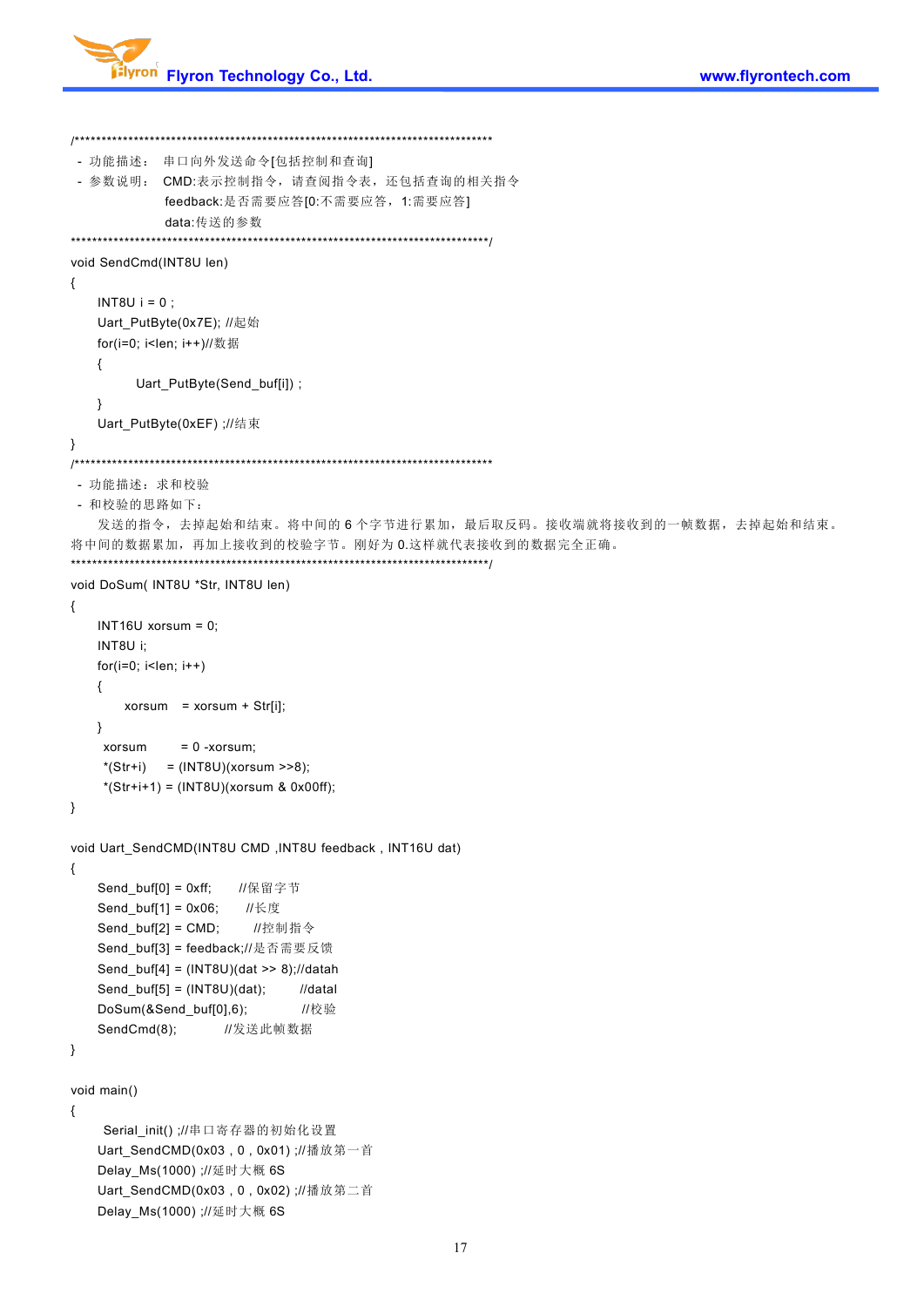```
/*****************************************************************************
 - 功能描述： 串口向外发送命令[包括控制和查询]
 - 参数说明： CMD:表示控制指令，请查阅指令表，还包括查询的相关指令
              feedback:是否需要应答[0:不需要应答，1:需要应答]
              data:传送的参数
*****************************************************************************/
void SendCmd(INT8U len)
{
    INT8U i = 0 ;
    Uart_PutByte(0x7E); //起始
    for(i=0; i<len; i++)//数据
    {
          Uart_PutByte(Send_buf[i]) ;
    }
    Uart_PutByte(0xEF) ;//结束
}
/*****************************************************************************
 - 功能描述：求和校验
 - 和校验的思路如下：
     发送的指令，去掉起始和结束。将中间的 6 个字节进行累加，最后取反码。接收端就将接收到的一帧数据，去掉起始和结束。
将中间的数据累加，再加上接收到的校验字节。刚好为 0.这样就代表接收到的数据完全正确。
*****************************************************************************/
void DoSum( INT8U *Str, INT8U len)
{
    INT16U xorsum = 0;
    INT8U i;
    for(i=0; i<len; i++)
    {
        xorsum  = xorsum + Str[i];
    }
     xorsum      = 0 -xorsum;
     *(Str+i)    = (INT8U)(xorsum >>8);
     *(Str+i+1) = (INT8U)(xorsum & 0x00ff);
}

void Uart_SendCMD(INT8U CMD ,INT8U feedback , INT16U dat)
{
    Send_buf[0] = 0xff;     //保留字节
    Send_buf[1] = 0x06;     //长度
    Send_buf[2] = CMD;      //控制指令
    Send_buf[3] = feedback;//是否需要反馈
    Send_buf[4] = (INT8U)(dat >> 8);//datah
    Send_buf[5] = (INT8U)(dat);     //datal
    DoSum(&Send_buf[0],6);          //校验
    SendCmd(8);         //发送此帧数据
}

void main()
{
     Serial_init() ;//串口寄存器的初始化设置
    Uart_SendCMD(0x03 , 0 , 0x01) ;//播放第一首
    Delay_Ms(1000) ;//延时大概 6S
    Uart_SendCMD(0x03 , 0 , 0x02) ;//播放第二首
    Delay_Ms(1000) ;//延时大概 6S
```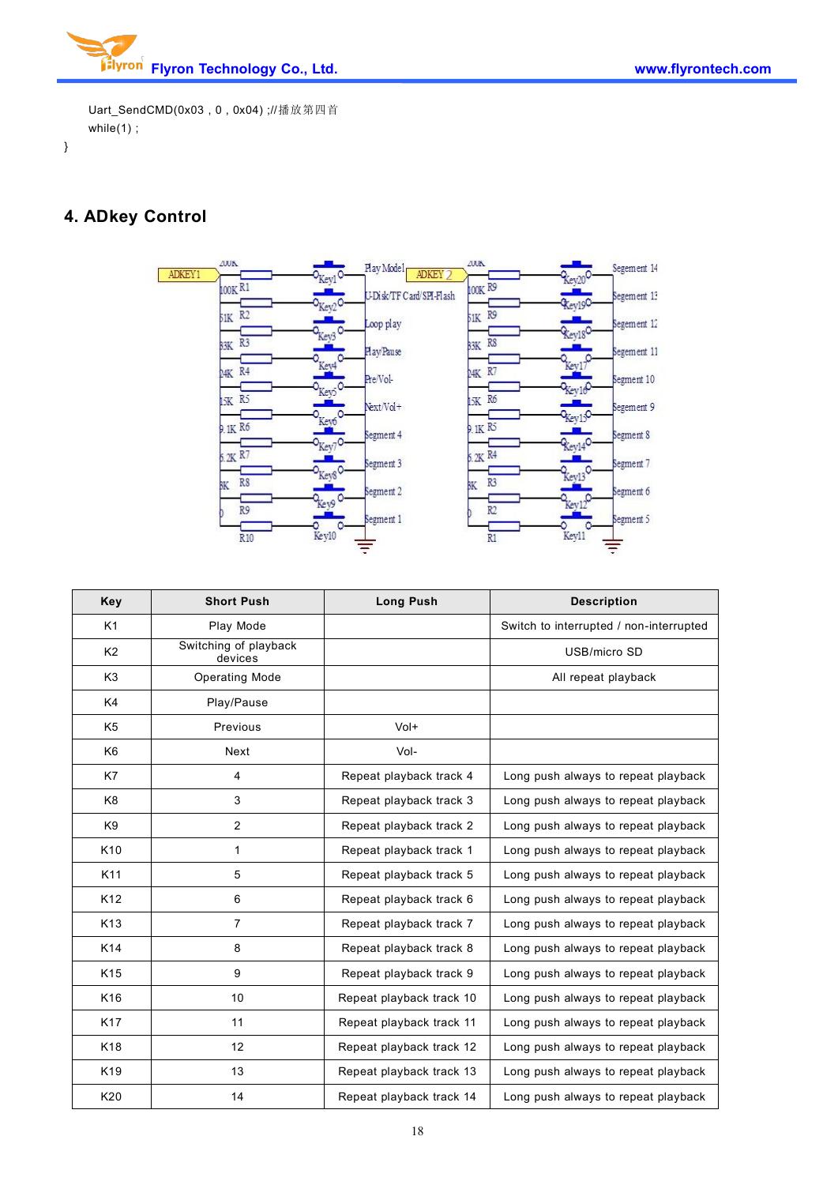```
    Uart_SendCMD(0x03 , 0 , 0x04) ;//播放第四首
    while(1) ;
}
```

## 4. ADkey Control

| Key | Short Push | Long Push | Description |
|---|---|---|---|
| K1 | Play Mode | | Switch to interrupted / non-interrupted |
| K2 | Switching of playback devices | | USB/micro SD |
| K3 | Operating Mode | | All repeat playback |
| K4 | Play/Pause | | |
| K5 | Previous | Vol+ | |
| K6 | Next | Vol- | |
| K7 | 4 | Repeat playback track 4 | Long push always to repeat playback |
| K8 | 3 | Repeat playback track 3 | Long push always to repeat playback |
| K9 | 2 | Repeat playback track 2 | Long push always to repeat playback |
| K10 | 1 | Repeat playback track 1 | Long push always to repeat playback |
| K11 | 5 | Repeat playback track 5 | Long push always to repeat playback |
| K12 | 6 | Repeat playback track 6 | Long push always to repeat playback |
| K13 | 7 | Repeat playback track 7 | Long push always to repeat playback |
| K14 | 8 | Repeat playback track 8 | Long push always to repeat playback |
| K15 | 9 | Repeat playback track 9 | Long push always to repeat playback |
| K16 | 10 | Repeat playback track 10 | Long push always to repeat playback |
| K17 | 11 | Repeat playback track 11 | Long push always to repeat playback |
| K18 | 12 | Repeat playback track 12 | Long push always to repeat playback |
| K19 | 13 | Repeat playback track 13 | Long push always to repeat playback |
| K20 | 14 | Repeat playback track 14 | Long push always to repeat playback |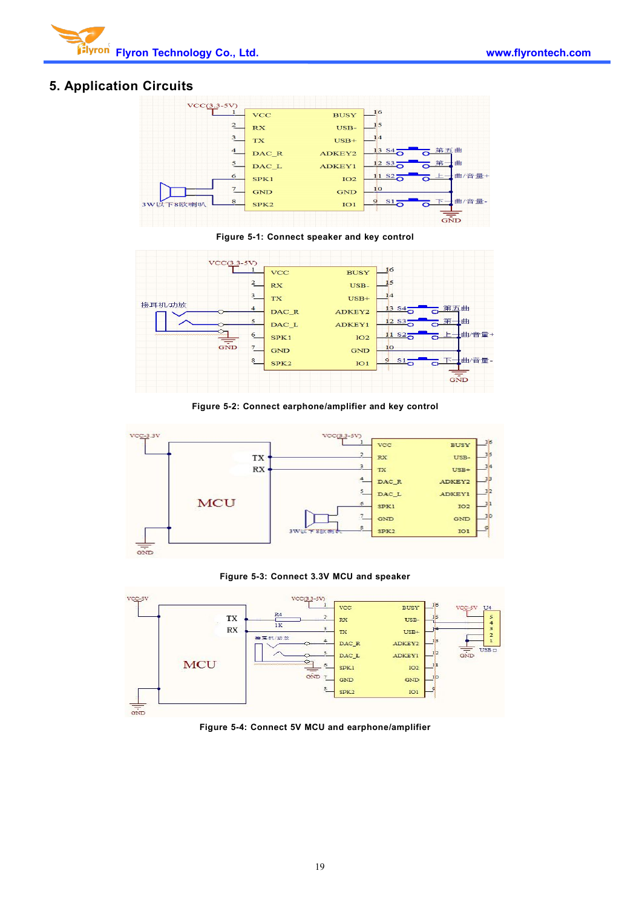## 5. Application Circuits

Figure 5-1: Connect speaker and key control

Figure 5-2: Connect earphone/amplifier and key control

Figure 5-3: Connect 3.3V MCU and speaker

Figure 5-4: Connect 5V MCU and earphone/amplifier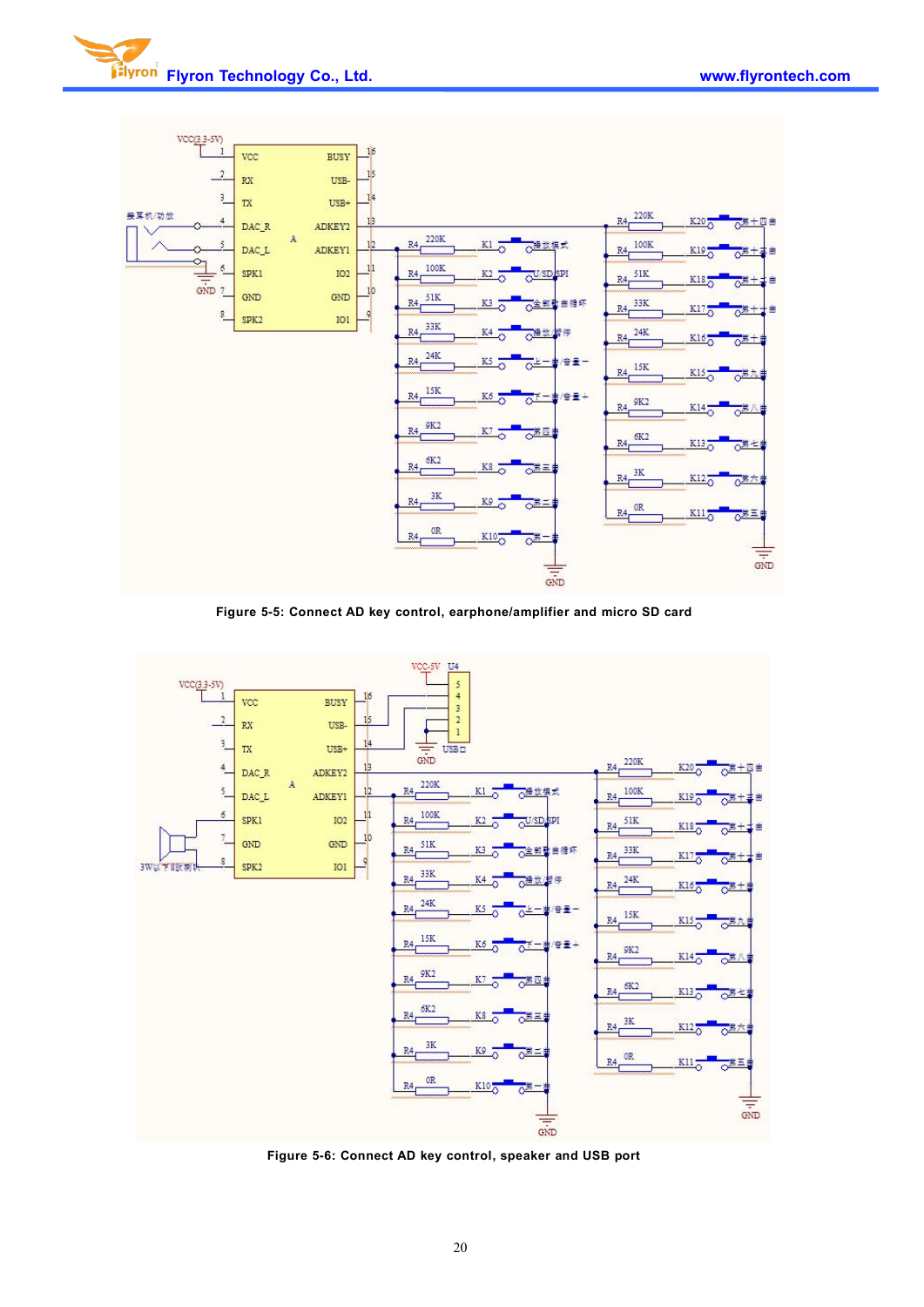Figure 5-5: Connect AD key control, earphone/amplifier and micro SD card

Figure 5-6: Connect AD key control, speaker and USB port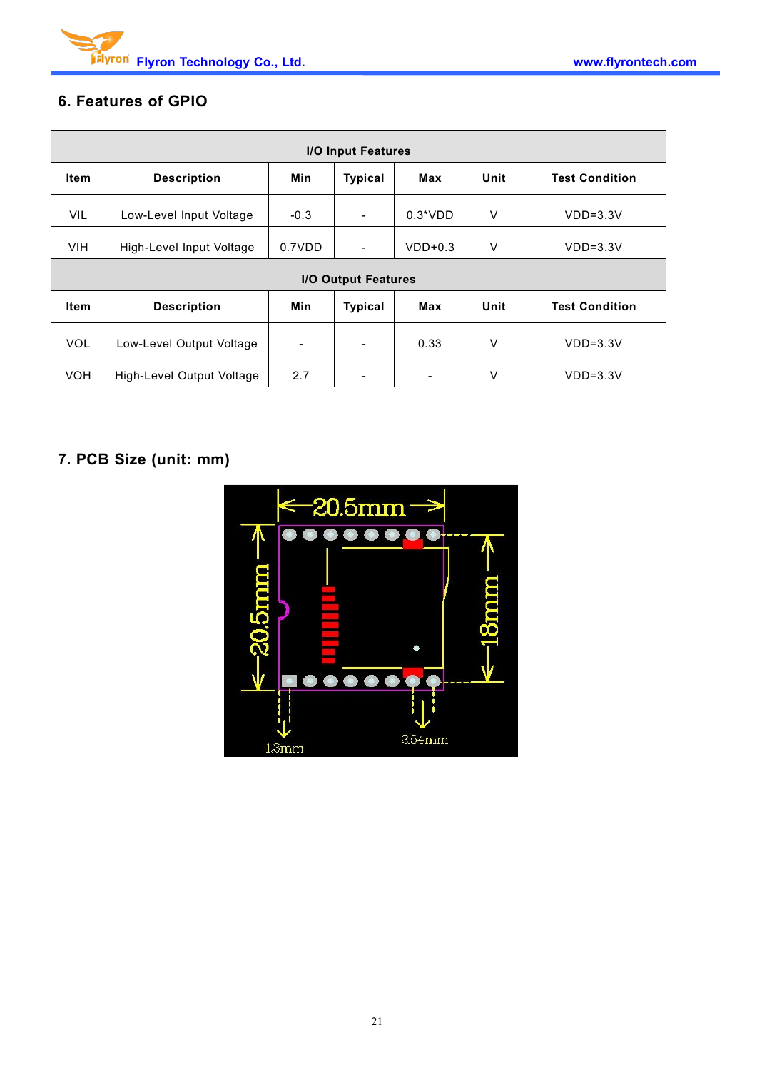## 6. Features of GPIO

| I/O Input Features | | | | | | |
|---|---|---|---|---|---|---|
| **Item** | **Description** | **Min** | **Typical** | **Max** | **Unit** | **Test Condition** |
| VIL | Low-Level Input Voltage | -0.3 | - | 0.3*VDD | V | VDD=3.3V |
| VIH | High-Level Input Voltage | 0.7VDD | - | VDD+0.3 | V | VDD=3.3V |
| **I/O Output Features** | | | | | | |
| **Item** | **Description** | **Min** | **Typical** | **Max** | **Unit** | **Test Condition** |
| VOL | Low-Level Output Voltage | - | - | 0.33 | V | VDD=3.3V |
| VOH | High-Level Output Voltage | 2.7 | - | - | V | VDD=3.3V |

## 7. PCB Size (unit: mm)

20.5mm

20.5mm

18mm

1.3mm

2.54mm